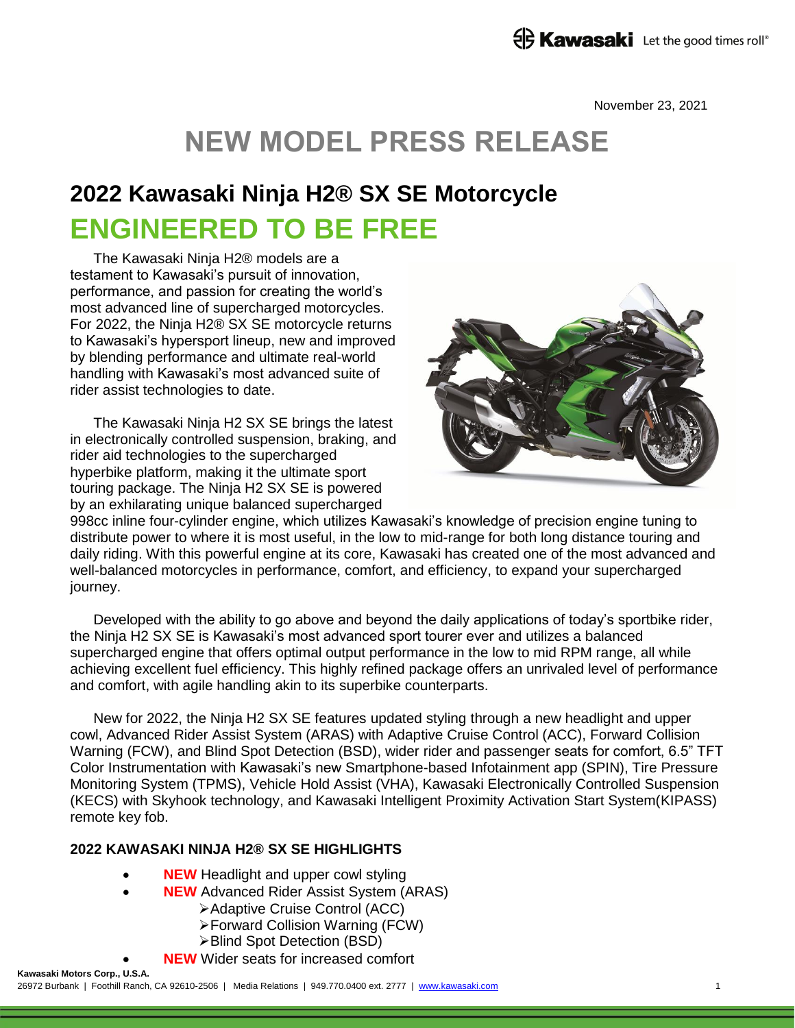November 23, 2021

# NEW MODEL PRESS RELEASE

## 2022 Kawasaki Ninja H2® SX SE Motorcycle

## ENGINEERED TO BE FREE

The Kawasaki Ninja H2® models are a testament to Kawasaki's pursuit of innovation, performance, and passion for creating the world's most advanced line of supercharged motorcycles. For 2022, the Ninja H2® SX SE motorcycle returns to Kawasaki's hypersport lineup, new and improved by blending performance and ultimate real-world handling with Kawasaki's most advanced suite of rider assist technologies to date.

The Kawasaki Ninja H2 SX SE brings the latest in electronically controlled suspension, braking, and rider aid technologies to the supercharged hyperbike platform, making it the ultimate sport touring package. The Ninja H2 SX SE is powered by an exhilarating unique balanced supercharged 998cc inline four-cylinder engine, which utilizes Kawasaki's knowledge of precision engine tuning to distribute power to where it is most useful, in the low to mid-range for both long distance touring and daily riding. With this powerful engine at its core, Kawasaki has created one of the most advanced and well-balanced motorcycles in performance, comfort, and efficiency, to expand your supercharged journey.

Developed with the ability to go above and beyond the daily applications of today's sportbike rider, the Ninja H2 SX SE is Kawasaki's most advanced sport tourer ever and utilizes a balanced supercharged engine that offers optimal output performance in the low to mid RPM range, all while achieving excellent fuel efficiency. This highly refined package offers an unrivaled level of performance and comfort, with agile handling akin to its superbike counterparts.

New for 2022, the Ninja H2 SX SE features updated styling through a new headlight and upper cowl, Advanced Rider Assist System (ARAS) with Adaptive Cruise Control (ACC), Forward Collision Warning (FCW), and Blind Spot Detection (BSD), wider rider and passenger seats for comfort, 6.5" TFT Color Instrumentation with Kawasaki's new Smartphone-based Infotainment app (SPIN), Tire Pressure Monitoring System (TPMS), Vehicle Hold Assist (VHA), Kawasaki Electronically Controlled Suspension (KECS) with Skyhook technology, and Kawasaki Intelligent Proximity Activation Start System(KIPASS) remote key fob.

**2022 KAWASAKI NINJA H2® SX SE HIGHLIGHTS**

- **NEW** Headlight and upper cowl styling
- **NEW** Advanced Rider Assist System (ARAS)
  - Adaptive Cruise Control (ACC)
  - Forward Collision Warning (FCW)
  - Blind Spot Detection (BSD)
- **NEW** Wider seats for increased comfort

**Kawasaki Motors Corp., U.S.A.**
26972 Burbank | Foothill Ranch, CA 92610-2506 | Media Relations | 949.770.0400 ext. 2777 | www.kawasaki.com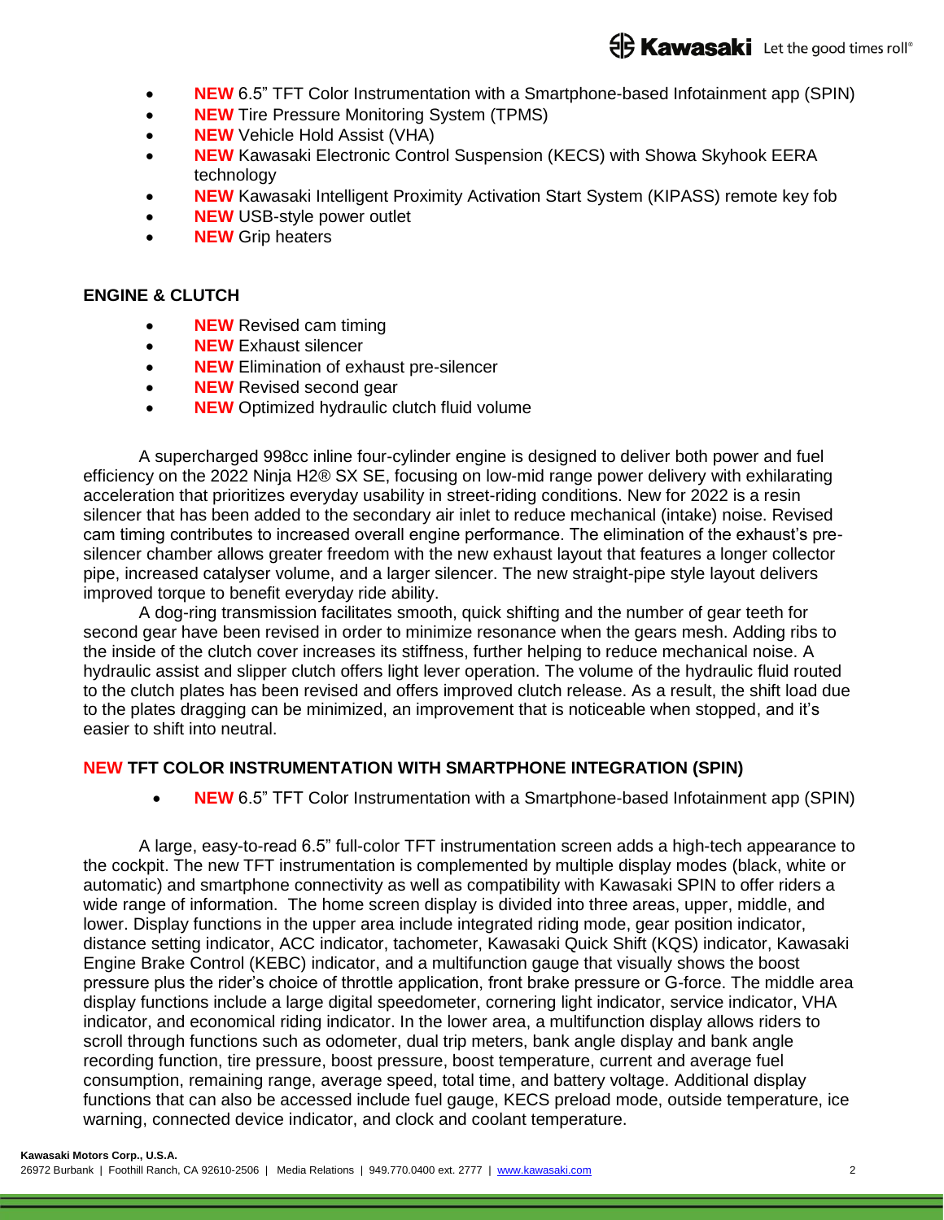- **NEW** 6.5" TFT Color Instrumentation with a Smartphone-based Infotainment app (SPIN)
- **NEW** Tire Pressure Monitoring System (TPMS)
- **NEW** Vehicle Hold Assist (VHA)
- **NEW** Kawasaki Electronic Control Suspension (KECS) with Showa Skyhook EERA technology
- **NEW** Kawasaki Intelligent Proximity Activation Start System (KIPASS) remote key fob
- **NEW** USB-style power outlet
- **NEW** Grip heaters

## ENGINE & CLUTCH

- **NEW** Revised cam timing
- **NEW** Exhaust silencer
- **NEW** Elimination of exhaust pre-silencer
- **NEW** Revised second gear
- **NEW** Optimized hydraulic clutch fluid volume

A supercharged 998cc inline four-cylinder engine is designed to deliver both power and fuel efficiency on the 2022 Ninja H2® SX SE, focusing on low-mid range power delivery with exhilarating acceleration that prioritizes everyday usability in street-riding conditions. New for 2022 is a resin silencer that has been added to the secondary air inlet to reduce mechanical (intake) noise. Revised cam timing contributes to increased overall engine performance. The elimination of the exhaust's pre-silencer chamber allows greater freedom with the new exhaust layout that features a longer collector pipe, increased catalyser volume, and a larger silencer. The new straight-pipe style layout delivers improved torque to benefit everyday ride ability.

A dog-ring transmission facilitates smooth, quick shifting and the number of gear teeth for second gear have been revised in order to minimize resonance when the gears mesh. Adding ribs to the inside of the clutch cover increases its stiffness, further helping to reduce mechanical noise. A hydraulic assist and slipper clutch offers light lever operation. The volume of the hydraulic fluid routed to the clutch plates has been revised and offers improved clutch release. As a result, the shift load due to the plates dragging can be minimized, an improvement that is noticeable when stopped, and it's easier to shift into neutral.

## NEW TFT COLOR INSTRUMENTATION WITH SMARTPHONE INTEGRATION (SPIN)

- **NEW** 6.5" TFT Color Instrumentation with a Smartphone-based Infotainment app (SPIN)

A large, easy-to-read 6.5" full-color TFT instrumentation screen adds a high-tech appearance to the cockpit. The new TFT instrumentation is complemented by multiple display modes (black, white or automatic) and smartphone connectivity as well as compatibility with Kawasaki SPIN to offer riders a wide range of information. The home screen display is divided into three areas, upper, middle, and lower. Display functions in the upper area include integrated riding mode, gear position indicator, distance setting indicator, ACC indicator, tachometer, Kawasaki Quick Shift (KQS) indicator, Kawasaki Engine Brake Control (KEBC) indicator, and a multifunction gauge that visually shows the boost pressure plus the rider's choice of throttle application, front brake pressure or G-force. The middle area display functions include a large digital speedometer, cornering light indicator, service indicator, VHA indicator, and economical riding indicator. In the lower area, a multifunction display allows riders to scroll through functions such as odometer, dual trip meters, bank angle display and bank angle recording function, tire pressure, boost pressure, boost temperature, current and average fuel consumption, remaining range, average speed, total time, and battery voltage. Additional display functions that can also be accessed include fuel gauge, KECS preload mode, outside temperature, ice warning, connected device indicator, and clock and coolant temperature.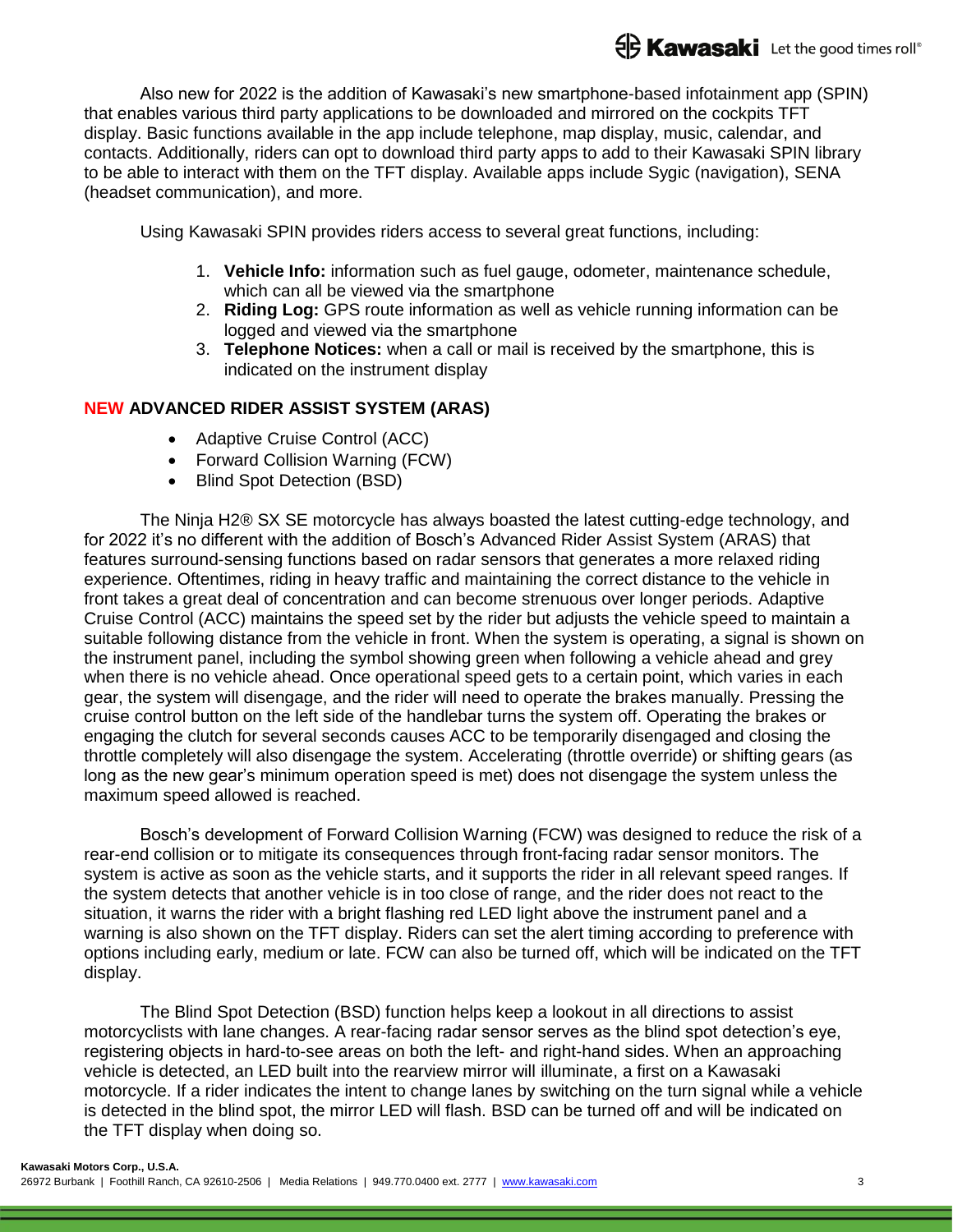Also new for 2022 is the addition of Kawasaki's new smartphone-based infotainment app (SPIN) that enables various third party applications to be downloaded and mirrored on the cockpits TFT display. Basic functions available in the app include telephone, map display, music, calendar, and contacts. Additionally, riders can opt to download third party apps to add to their Kawasaki SPIN library to be able to interact with them on the TFT display. Available apps include Sygic (navigation), SENA (headset communication), and more.

Using Kawasaki SPIN provides riders access to several great functions, including:

1. **Vehicle Info:** information such as fuel gauge, odometer, maintenance schedule, which can all be viewed via the smartphone
2. **Riding Log:** GPS route information as well as vehicle running information can be logged and viewed via the smartphone
3. **Telephone Notices:** when a call or mail is received by the smartphone, this is indicated on the instrument display

**NEW ADVANCED RIDER ASSIST SYSTEM (ARAS)**

- Adaptive Cruise Control (ACC)
- Forward Collision Warning (FCW)
- Blind Spot Detection (BSD)

The Ninja H2® SX SE motorcycle has always boasted the latest cutting-edge technology, and for 2022 it's no different with the addition of Bosch's Advanced Rider Assist System (ARAS) that features surround-sensing functions based on radar sensors that generates a more relaxed riding experience. Oftentimes, riding in heavy traffic and maintaining the correct distance to the vehicle in front takes a great deal of concentration and can become strenuous over longer periods. Adaptive Cruise Control (ACC) maintains the speed set by the rider but adjusts the vehicle speed to maintain a suitable following distance from the vehicle in front. When the system is operating, a signal is shown on the instrument panel, including the symbol showing green when following a vehicle ahead and grey when there is no vehicle ahead. Once operational speed gets to a certain point, which varies in each gear, the system will disengage, and the rider will need to operate the brakes manually. Pressing the cruise control button on the left side of the handlebar turns the system off. Operating the brakes or engaging the clutch for several seconds causes ACC to be temporarily disengaged and closing the throttle completely will also disengage the system. Accelerating (throttle override) or shifting gears (as long as the new gear's minimum operation speed is met) does not disengage the system unless the maximum speed allowed is reached.

Bosch's development of Forward Collision Warning (FCW) was designed to reduce the risk of a rear-end collision or to mitigate its consequences through front-facing radar sensor monitors. The system is active as soon as the vehicle starts, and it supports the rider in all relevant speed ranges. If the system detects that another vehicle is in too close of range, and the rider does not react to the situation, it warns the rider with a bright flashing red LED light above the instrument panel and a warning is also shown on the TFT display. Riders can set the alert timing according to preference with options including early, medium or late. FCW can also be turned off, which will be indicated on the TFT display.

The Blind Spot Detection (BSD) function helps keep a lookout in all directions to assist motorcyclists with lane changes. A rear-facing radar sensor serves as the blind spot detection's eye, registering objects in hard-to-see areas on both the left- and right-hand sides. When an approaching vehicle is detected, an LED built into the rearview mirror will illuminate, a first on a Kawasaki motorcycle. If a rider indicates the intent to change lanes by switching on the turn signal while a vehicle is detected in the blind spot, the mirror LED will flash. BSD can be turned off and will be indicated on the TFT display when doing so.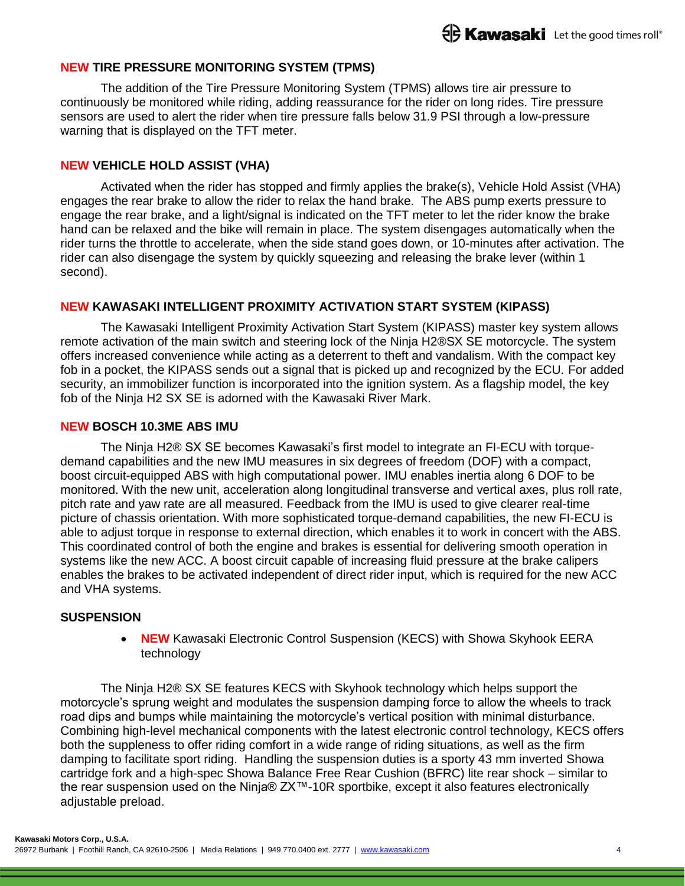## **NEW TIRE PRESSURE MONITORING SYSTEM (TPMS)**

The addition of the Tire Pressure Monitoring System (TPMS) allows tire air pressure to continuously be monitored while riding, adding reassurance for the rider on long rides. Tire pressure sensors are used to alert the rider when tire pressure falls below 31.9 PSI through a low-pressure warning that is displayed on the TFT meter.

## **NEW VEHICLE HOLD ASSIST (VHA)**

Activated when the rider has stopped and firmly applies the brake(s), Vehicle Hold Assist (VHA) engages the rear brake to allow the rider to relax the hand brake. The ABS pump exerts pressure to engage the rear brake, and a light/signal is indicated on the TFT meter to let the rider know the brake hand can be relaxed and the bike will remain in place. The system disengages automatically when the rider turns the throttle to accelerate, when the side stand goes down, or 10-minutes after activation. The rider can also disengage the system by quickly squeezing and releasing the brake lever (within 1 second).

## **NEW KAWASAKI INTELLIGENT PROXIMITY ACTIVATION START SYSTEM (KIPASS)**

The Kawasaki Intelligent Proximity Activation Start System (KIPASS) master key system allows remote activation of the main switch and steering lock of the Ninja H2®SX SE motorcycle. The system offers increased convenience while acting as a deterrent to theft and vandalism. With the compact key fob in a pocket, the KIPASS sends out a signal that is picked up and recognized by the ECU. For added security, an immobilizer function is incorporated into the ignition system. As a flagship model, the key fob of the Ninja H2 SX SE is adorned with the Kawasaki River Mark.

## **NEW BOSCH 10.3ME ABS IMU**

The Ninja H2® SX SE becomes Kawasaki's first model to integrate an FI-ECU with torque-demand capabilities and the new IMU measures in six degrees of freedom (DOF) with a compact, boost circuit-equipped ABS with high computational power. IMU enables inertia along 6 DOF to be monitored. With the new unit, acceleration along longitudinal transverse and vertical axes, plus roll rate, pitch rate and yaw rate are all measured. Feedback from the IMU is used to give clearer real-time picture of chassis orientation. With more sophisticated torque-demand capabilities, the new FI-ECU is able to adjust torque in response to external direction, which enables it to work in concert with the ABS. This coordinated control of both the engine and brakes is essential for delivering smooth operation in systems like the new ACC. A boost circuit capable of increasing fluid pressure at the brake calipers enables the brakes to be activated independent of direct rider input, which is required for the new ACC and VHA systems.

## **SUSPENSION**

- **NEW** Kawasaki Electronic Control Suspension (KECS) with Showa Skyhook EERA technology

The Ninja H2® SX SE features KECS with Skyhook technology which helps support the motorcycle's sprung weight and modulates the suspension damping force to allow the wheels to track road dips and bumps while maintaining the motorcycle's vertical position with minimal disturbance. Combining high-level mechanical components with the latest electronic control technology, KECS offers both the suppleness to offer riding comfort in a wide range of riding situations, as well as the firm damping to facilitate sport riding. Handling the suspension duties is a sporty 43 mm inverted Showa cartridge fork and a high-spec Showa Balance Free Rear Cushion (BFRC) lite rear shock – similar to the rear suspension used on the Ninja® ZX™-10R sportbike, except it also features electronically adjustable preload.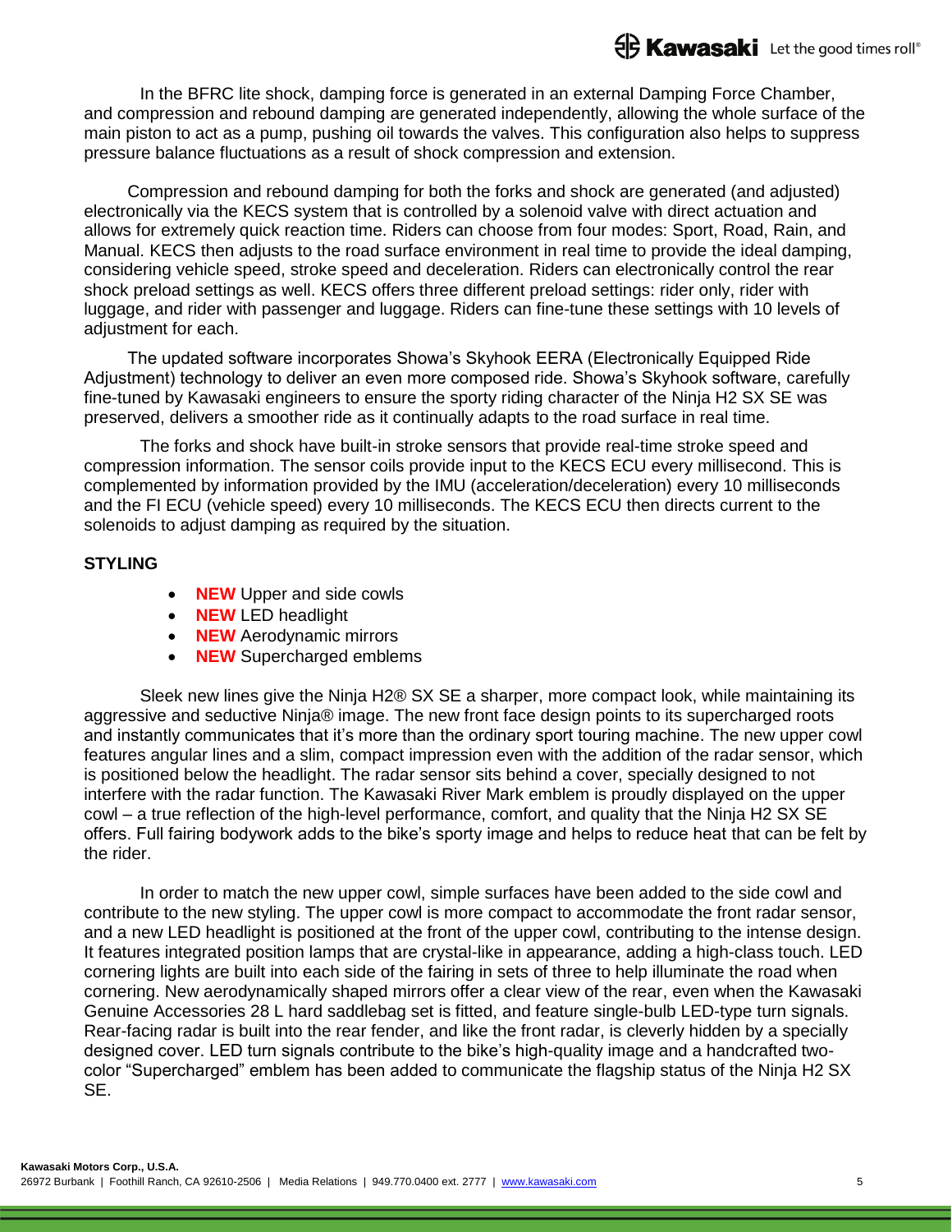In the BFRC lite shock, damping force is generated in an external Damping Force Chamber, and compression and rebound damping are generated independently, allowing the whole surface of the main piston to act as a pump, pushing oil towards the valves. This configuration also helps to suppress pressure balance fluctuations as a result of shock compression and extension.

Compression and rebound damping for both the forks and shock are generated (and adjusted) electronically via the KECS system that is controlled by a solenoid valve with direct actuation and allows for extremely quick reaction time. Riders can choose from four modes: Sport, Road, Rain, and Manual. KECS then adjusts to the road surface environment in real time to provide the ideal damping, considering vehicle speed, stroke speed and deceleration. Riders can electronically control the rear shock preload settings as well. KECS offers three different preload settings: rider only, rider with luggage, and rider with passenger and luggage. Riders can fine-tune these settings with 10 levels of adjustment for each.

The updated software incorporates Showa's Skyhook EERA (Electronically Equipped Ride Adjustment) technology to deliver an even more composed ride. Showa's Skyhook software, carefully fine-tuned by Kawasaki engineers to ensure the sporty riding character of the Ninja H2 SX SE was preserved, delivers a smoother ride as it continually adapts to the road surface in real time.

The forks and shock have built-in stroke sensors that provide real-time stroke speed and compression information. The sensor coils provide input to the KECS ECU every millisecond. This is complemented by information provided by the IMU (acceleration/deceleration) every 10 milliseconds and the FI ECU (vehicle speed) every 10 milliseconds. The KECS ECU then directs current to the solenoids to adjust damping as required by the situation.

**STYLING**

- **NEW** Upper and side cowls
- **NEW** LED headlight
- **NEW** Aerodynamic mirrors
- **NEW** Supercharged emblems

Sleek new lines give the Ninja H2® SX SE a sharper, more compact look, while maintaining its aggressive and seductive Ninja® image. The new front face design points to its supercharged roots and instantly communicates that it's more than the ordinary sport touring machine. The new upper cowl features angular lines and a slim, compact impression even with the addition of the radar sensor, which is positioned below the headlight. The radar sensor sits behind a cover, specially designed to not interfere with the radar function. The Kawasaki River Mark emblem is proudly displayed on the upper cowl – a true reflection of the high-level performance, comfort, and quality that the Ninja H2 SX SE offers. Full fairing bodywork adds to the bike's sporty image and helps to reduce heat that can be felt by the rider.

In order to match the new upper cowl, simple surfaces have been added to the side cowl and contribute to the new styling. The upper cowl is more compact to accommodate the front radar sensor, and a new LED headlight is positioned at the front of the upper cowl, contributing to the intense design. It features integrated position lamps that are crystal-like in appearance, adding a high-class touch. LED cornering lights are built into each side of the fairing in sets of three to help illuminate the road when cornering. New aerodynamically shaped mirrors offer a clear view of the rear, even when the Kawasaki Genuine Accessories 28 L hard saddlebag set is fitted, and feature single-bulb LED-type turn signals. Rear-facing radar is built into the rear fender, and like the front radar, is cleverly hidden by a specially designed cover. LED turn signals contribute to the bike's high-quality image and a handcrafted two-color "Supercharged" emblem has been added to communicate the flagship status of the Ninja H2 SX SE.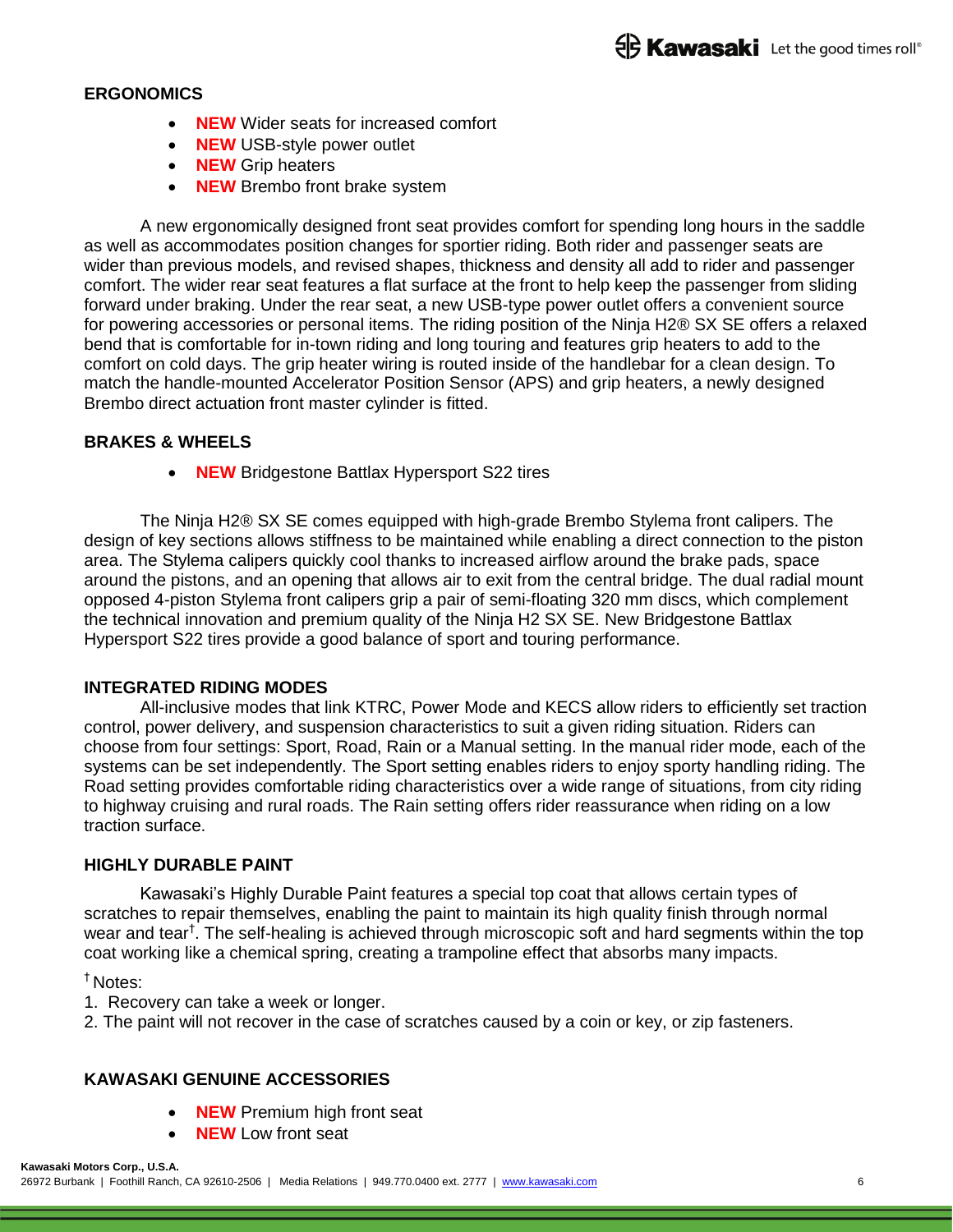## ERGONOMICS

- **NEW** Wider seats for increased comfort
- **NEW** USB-style power outlet
- **NEW** Grip heaters
- **NEW** Brembo front brake system

A new ergonomically designed front seat provides comfort for spending long hours in the saddle as well as accommodates position changes for sportier riding. Both rider and passenger seats are wider than previous models, and revised shapes, thickness and density all add to rider and passenger comfort. The wider rear seat features a flat surface at the front to help keep the passenger from sliding forward under braking. Under the rear seat, a new USB-type power outlet offers a convenient source for powering accessories or personal items. The riding position of the Ninja H2® SX SE offers a relaxed bend that is comfortable for in-town riding and long touring and features grip heaters to add to the comfort on cold days. The grip heater wiring is routed inside of the handlebar for a clean design. To match the handle-mounted Accelerator Position Sensor (APS) and grip heaters, a newly designed Brembo direct actuation front master cylinder is fitted.

## BRAKES & WHEELS

- **NEW** Bridgestone Battlax Hypersport S22 tires

The Ninja H2® SX SE comes equipped with high-grade Brembo Stylema front calipers. The design of key sections allows stiffness to be maintained while enabling a direct connection to the piston area. The Stylema calipers quickly cool thanks to increased airflow around the brake pads, space around the pistons, and an opening that allows air to exit from the central bridge. The dual radial mount opposed 4-piston Stylema front calipers grip a pair of semi-floating 320 mm discs, which complement the technical innovation and premium quality of the Ninja H2 SX SE. New Bridgestone Battlax Hypersport S22 tires provide a good balance of sport and touring performance.

## INTEGRATED RIDING MODES

All-inclusive modes that link KTRC, Power Mode and KECS allow riders to efficiently set traction control, power delivery, and suspension characteristics to suit a given riding situation. Riders can choose from four settings: Sport, Road, Rain or a Manual setting. In the manual rider mode, each of the systems can be set independently. The Sport setting enables riders to enjoy sporty handling riding. The Road setting provides comfortable riding characteristics over a wide range of situations, from city riding to highway cruising and rural roads. The Rain setting offers rider reassurance when riding on a low traction surface.

## HIGHLY DURABLE PAINT

Kawasaki's Highly Durable Paint features a special top coat that allows certain types of scratches to repair themselves, enabling the paint to maintain its high quality finish through normal wear and tear†. The self-healing is achieved through microscopic soft and hard segments within the top coat working like a chemical spring, creating a trampoline effect that absorbs many impacts.

† Notes:

1. Recovery can take a week or longer.
2. The paint will not recover in the case of scratches caused by a coin or key, or zip fasteners.

## KAWASAKI GENUINE ACCESSORIES

- **NEW** Premium high front seat
- **NEW** Low front seat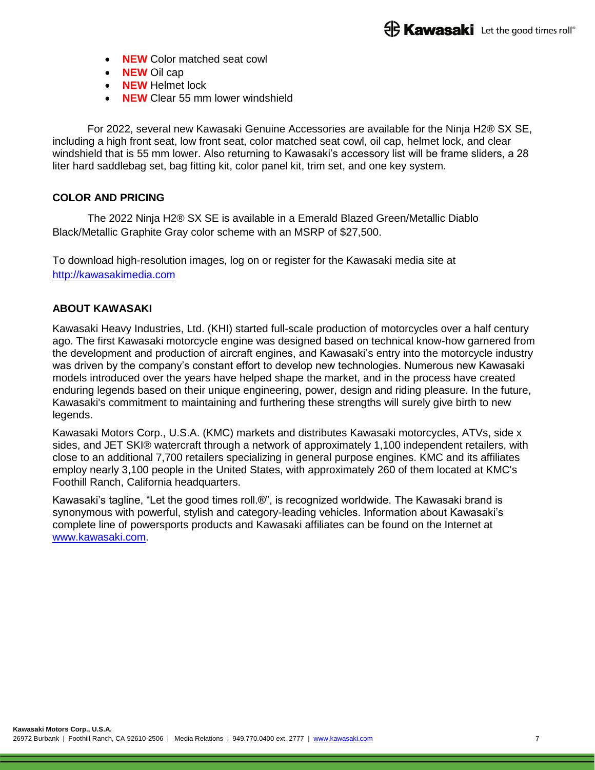- **NEW** Color matched seat cowl
- **NEW** Oil cap
- **NEW** Helmet lock
- **NEW** Clear 55 mm lower windshield

For 2022, several new Kawasaki Genuine Accessories are available for the Ninja H2® SX SE, including a high front seat, low front seat, color matched seat cowl, oil cap, helmet lock, and clear windshield that is 55 mm lower. Also returning to Kawasaki's accessory list will be frame sliders, a 28 liter hard saddlebag set, bag fitting kit, color panel kit, trim set, and one key system.

**COLOR AND PRICING**

The 2022 Ninja H2® SX SE is available in a Emerald Blazed Green/Metallic Diablo Black/Metallic Graphite Gray color scheme with an MSRP of $27,500.

To download high-resolution images, log on or register for the Kawasaki media site at http://kawasakimedia.com

**ABOUT KAWASAKI**

Kawasaki Heavy Industries, Ltd. (KHI) started full-scale production of motorcycles over a half century ago. The first Kawasaki motorcycle engine was designed based on technical know-how garnered from the development and production of aircraft engines, and Kawasaki's entry into the motorcycle industry was driven by the company's constant effort to develop new technologies. Numerous new Kawasaki models introduced over the years have helped shape the market, and in the process have created enduring legends based on their unique engineering, power, design and riding pleasure. In the future, Kawasaki's commitment to maintaining and furthering these strengths will surely give birth to new legends.

Kawasaki Motors Corp., U.S.A. (KMC) markets and distributes Kawasaki motorcycles, ATVs, side x sides, and JET SKI® watercraft through a network of approximately 1,100 independent retailers, with close to an additional 7,700 retailers specializing in general purpose engines. KMC and its affiliates employ nearly 3,100 people in the United States, with approximately 260 of them located at KMC's Foothill Ranch, California headquarters.

Kawasaki's tagline, "Let the good times roll.®", is recognized worldwide. The Kawasaki brand is synonymous with powerful, stylish and category-leading vehicles. Information about Kawasaki's complete line of powersports products and Kawasaki affiliates can be found on the Internet at www.kawasaki.com.